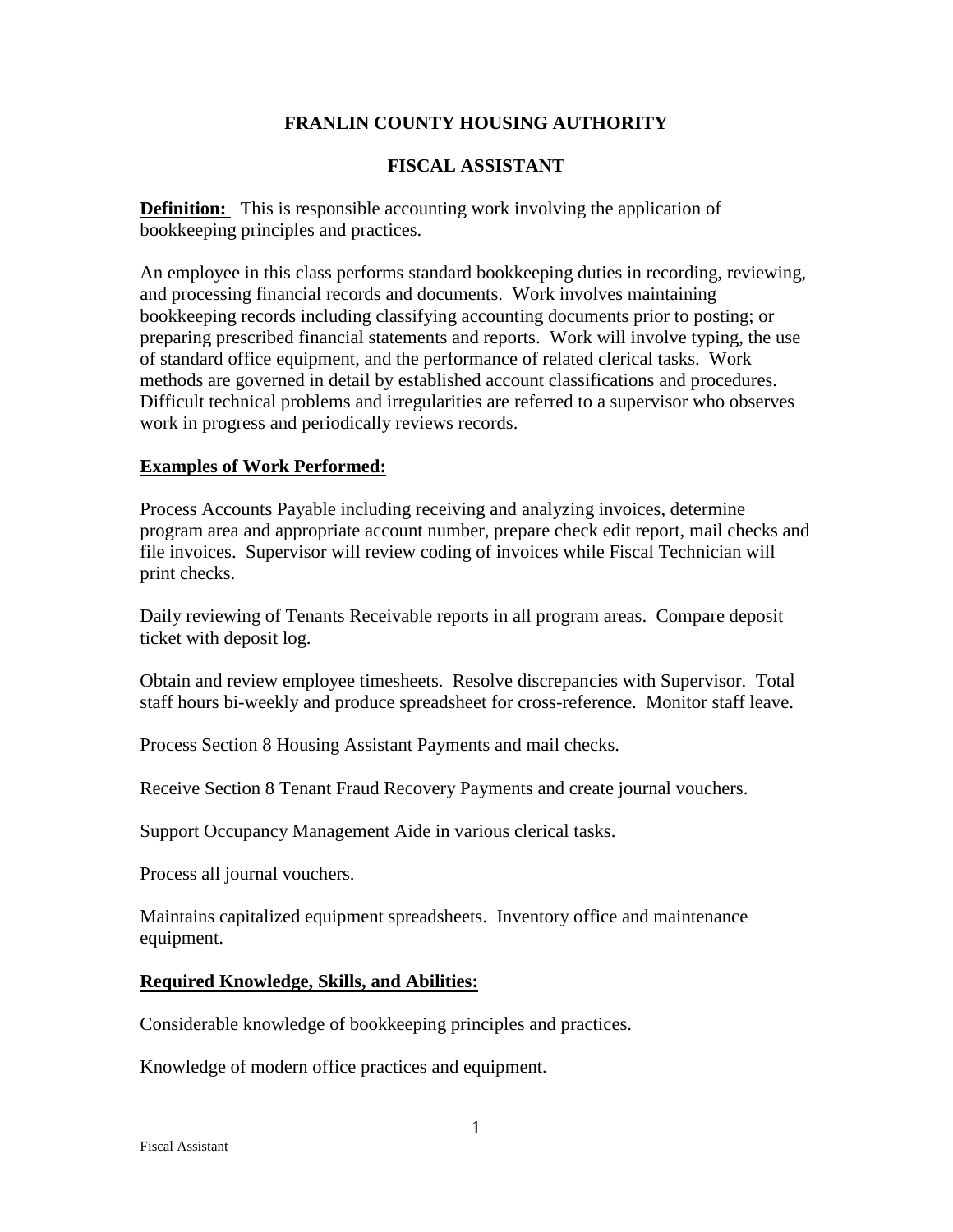# FRANLIN COUNTY HOUSING AUTHORITY

## FISCAL ASSISTANT

**Definition:** This is responsible accounting work involving the application of bookkeeping principles and practices.

An employee in this class performs standard bookkeeping duties in recording, reviewing, and processing financial records and documents. Work involves maintaining bookkeeping records including classifying accounting documents prior to posting; or preparing prescribed financial statements and reports. Work will involve typing, the use of standard office equipment, and the performance of related clerical tasks. Work methods are governed in detail by established account classifications and procedures. Difficult technical problems and irregularities are referred to a supervisor who observes work in progress and periodically reviews records.

### Examples of Work Performed:

Process Accounts Payable including receiving and analyzing invoices, determine program area and appropriate account number, prepare check edit report, mail checks and file invoices. Supervisor will review coding of invoices while Fiscal Technician will print checks.

Daily reviewing of Tenants Receivable reports in all program areas. Compare deposit ticket with deposit log.

Obtain and review employee timesheets. Resolve discrepancies with Supervisor. Total staff hours bi-weekly and produce spreadsheet for cross-reference. Monitor staff leave.

Process Section 8 Housing Assistant Payments and mail checks.

Receive Section 8 Tenant Fraud Recovery Payments and create journal vouchers.

Support Occupancy Management Aide in various clerical tasks.

Process all journal vouchers.

Maintains capitalized equipment spreadsheets. Inventory office and maintenance equipment.

### Required Knowledge, Skills, and Abilities:

Considerable knowledge of bookkeeping principles and practices.

Knowledge of modern office practices and equipment.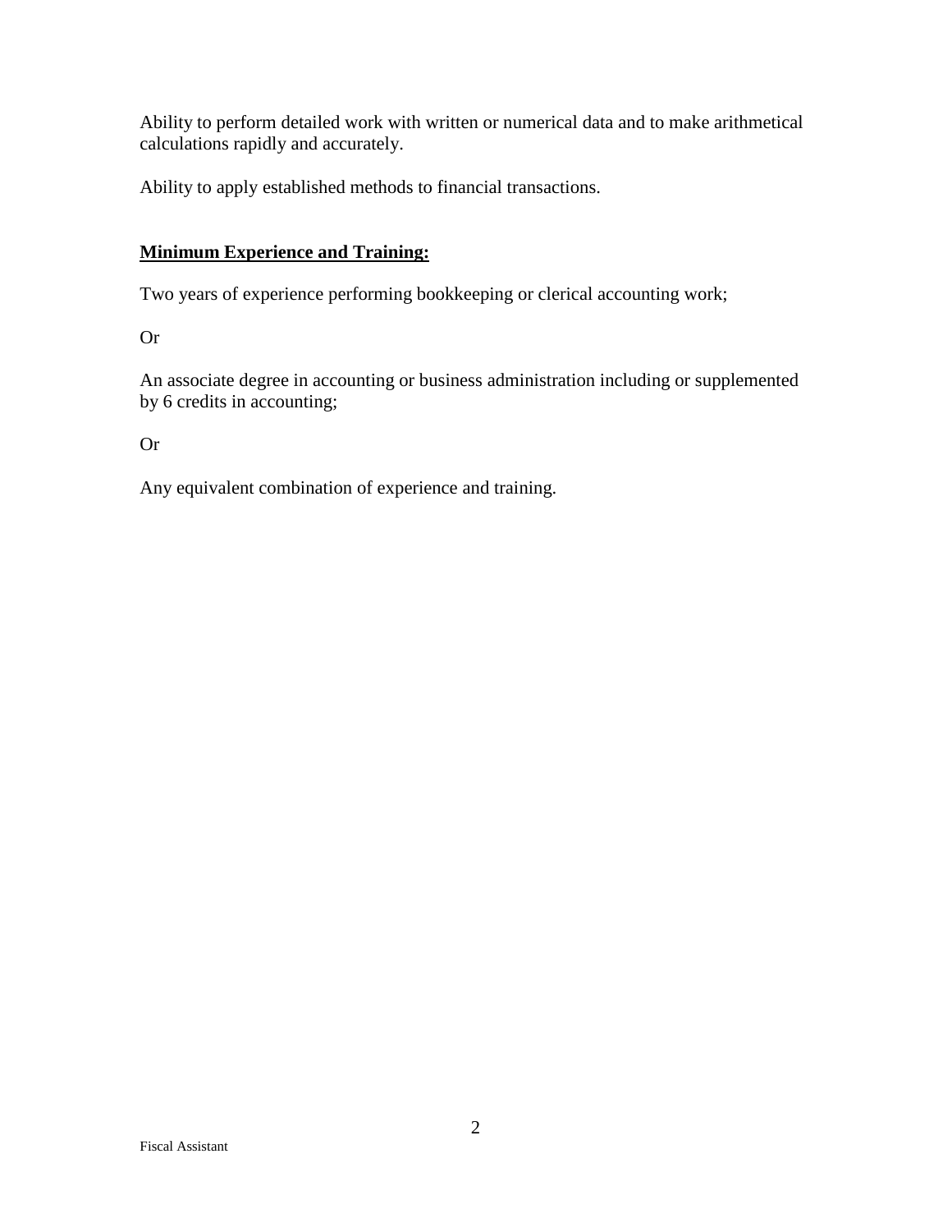Ability to perform detailed work with written or numerical data and to make arithmetical calculations rapidly and accurately.

Ability to apply established methods to financial transactions.

**Minimum Experience and Training:**

Two years of experience performing bookkeeping or clerical accounting work;

Or

An associate degree in accounting or business administration including or supplemented by 6 credits in accounting;

Or

Any equivalent combination of experience and training.